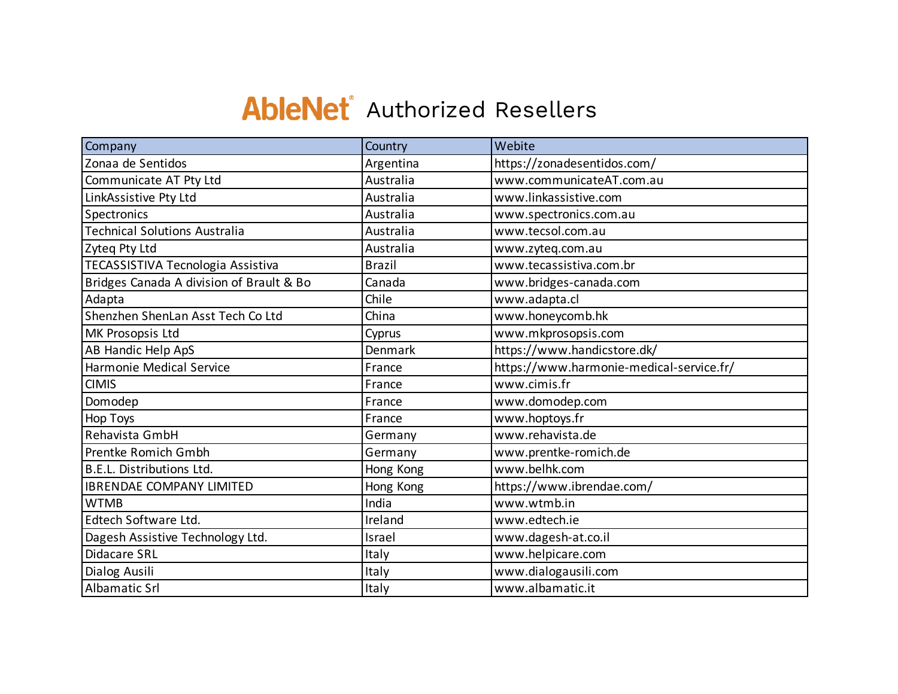# AbleNet® Authorized Resellers

| Company | Country | Webite |
|---|---|---|
| Zonaa de Sentidos | Argentina | https://zonadesentidos.com/ |
| Communicate AT Pty Ltd | Australia | www.communicateAT.com.au |
| LinkAssistive Pty Ltd | Australia | www.linkassistive.com |
| Spectronics | Australia | www.spectronics.com.au |
| Technical Solutions Australia | Australia | www.tecsol.com.au |
| Zyteq Pty Ltd | Australia | www.zyteq.com.au |
| TECASSISTIVA Tecnologia Assistiva | Brazil | www.tecassistiva.com.br |
| Bridges Canada A division of Brault & Bo | Canada | www.bridges-canada.com |
| Adapta | Chile | www.adapta.cl |
| Shenzhen ShenLan Asst Tech Co Ltd | China | www.honeycomb.hk |
| MK Prosopsis Ltd | Cyprus | www.mkprosopsis.com |
| AB Handic Help ApS | Denmark | https://www.handicstore.dk/ |
| Harmonie Medical Service | France | https://www.harmonie-medical-service.fr/ |
| CIMIS | France | www.cimis.fr |
| Domodep | France | www.domodep.com |
| Hop Toys | France | www.hoptoys.fr |
| Rehavista GmbH | Germany | www.rehavista.de |
| Prentke Romich Gmbh | Germany | www.prentke-romich.de |
| B.E.L. Distributions Ltd. | Hong Kong | www.belhk.com |
| IBRENDAE COMPANY LIMITED | Hong Kong | https://www.ibrendae.com/ |
| WTMB | India | www.wtmb.in |
| Edtech Software Ltd. | Ireland | www.edtech.ie |
| Dagesh Assistive Technology Ltd. | Israel | www.dagesh-at.co.il |
| Didacare SRL | Italy | www.helpicare.com |
| Dialog Ausili | Italy | www.dialogausili.com |
| Albamatic Srl | Italy | www.albamatic.it |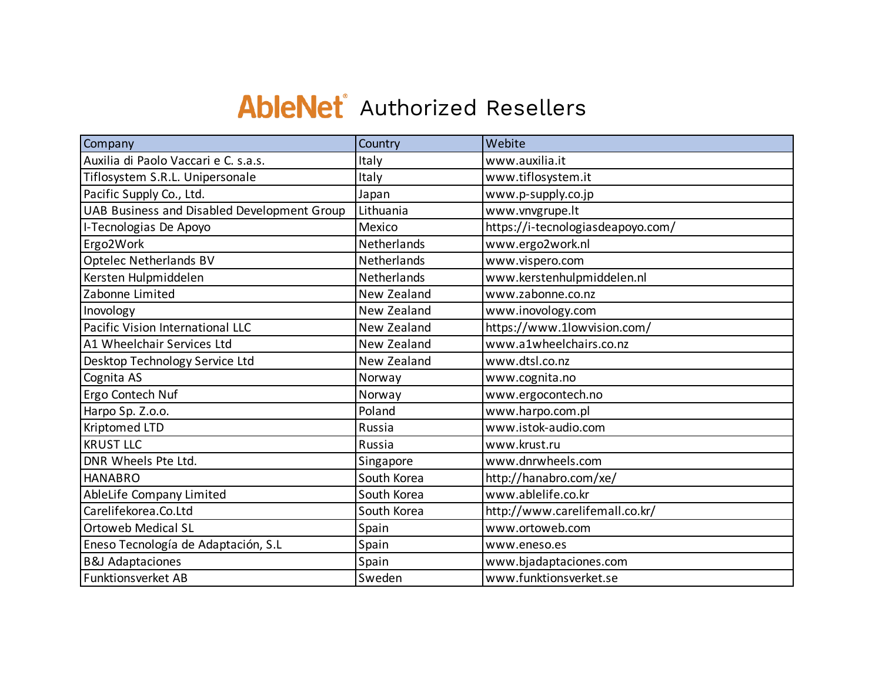# AbleNet® Authorized Resellers

| Company | Country | Webite |
|---|---|---|
| Auxilia di Paolo Vaccari e C. s.a.s. | Italy | www.auxilia.it |
| Tiflosystem S.R.L. Unipersonale | Italy | www.tiflosystem.it |
| Pacific Supply Co., Ltd. | Japan | www.p-supply.co.jp |
| UAB Business and Disabled Development Group | Lithuania | www.vnvgrupe.lt |
| I-Tecnologias De Apoyo | Mexico | https://i-tecnologiasdeapoyo.com/ |
| Ergo2Work | Netherlands | www.ergo2work.nl |
| Optelec Netherlands BV | Netherlands | www.vispero.com |
| Kersten Hulpmiddelen | Netherlands | www.kerstenhulpmiddelen.nl |
| Zabonne Limited | New Zealand | www.zabonne.co.nz |
| Inovology | New Zealand | www.inovology.com |
| Pacific Vision International LLC | New Zealand | https://www.1lowvision.com/ |
| A1 Wheelchair Services Ltd | New Zealand | www.a1wheelchairs.co.nz |
| Desktop Technology Service Ltd | New Zealand | www.dtsl.co.nz |
| Cognita AS | Norway | www.cognita.no |
| Ergo Contech Nuf | Norway | www.ergocontech.no |
| Harpo Sp. Z.o.o. | Poland | www.harpo.com.pl |
| Kriptomed LTD | Russia | www.istok-audio.com |
| KRUST LLC | Russia | www.krust.ru |
| DNR Wheels Pte Ltd. | Singapore | www.dnrwheels.com |
| HANABRO | South Korea | http://hanabro.com/xe/ |
| AbleLife Company Limited | South Korea | www.ablelife.co.kr |
| Carelifekorea.Co.Ltd | South Korea | http://www.carelifemall.co.kr/ |
| Ortoweb Medical SL | Spain | www.ortoweb.com |
| Eneso Tecnología de Adaptación, S.L | Spain | www.eneso.es |
| B&J Adaptaciones | Spain | www.bjadaptaciones.com |
| Funktionsverket AB | Sweden | www.funktionsverket.se |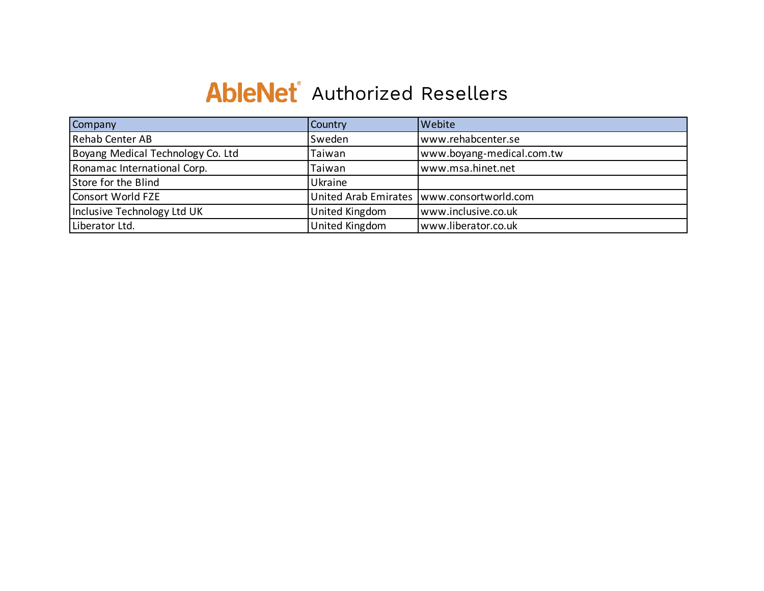# AbleNet® Authorized Resellers

| Company | Country | Webite |
|---|---|---|
| Rehab Center AB | Sweden | www.rehabcenter.se |
| Boyang Medical Technology Co. Ltd | Taiwan | www.boyang-medical.com.tw |
| Ronamac International Corp. | Taiwan | www.msa.hinet.net |
| Store for the Blind | Ukraine | |
| Consort World FZE | United Arab Emirates | www.consortworld.com |
| Inclusive Technology Ltd UK | United Kingdom | www.inclusive.co.uk |
| Liberator Ltd. | United Kingdom | www.liberator.co.uk |